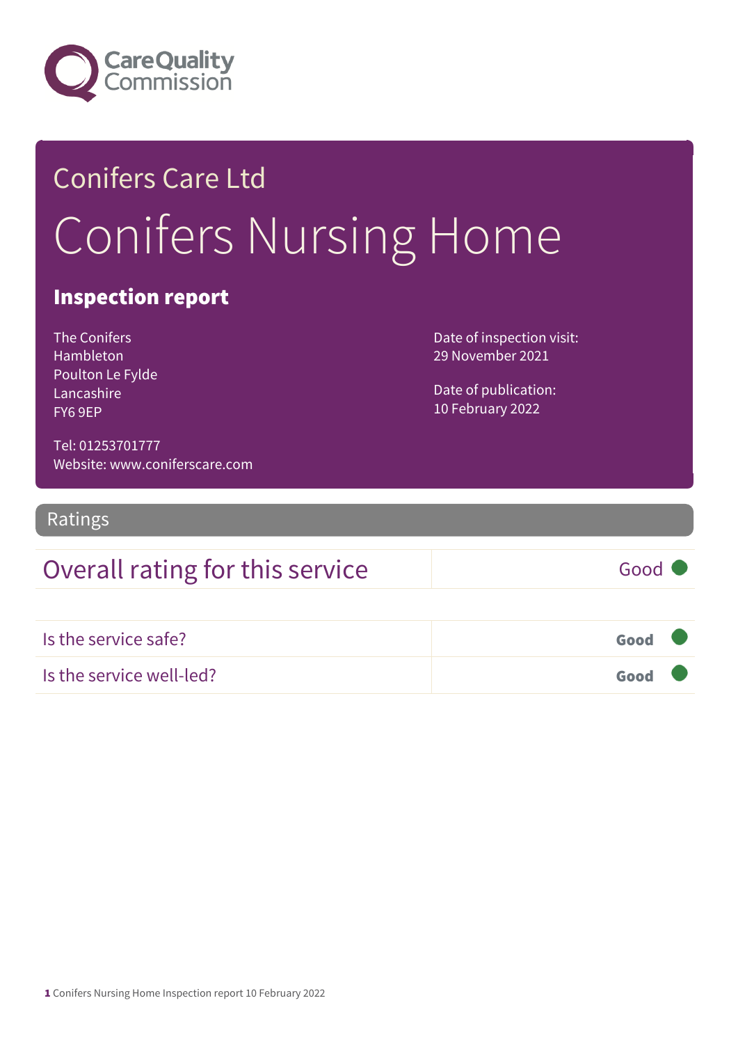Care Quality Commission

## Conifers Care Ltd

# Conifers Nursing Home

### Inspection report

The Conifers
Hambleton
Poulton Le Fylde
Lancashire
FY6 9EP

Tel: 01253701777
Website: www.coniferscare.com

Date of inspection visit:
29 November 2021

Date of publication:
10 February 2022

## Ratings

| Overall rating for this service | Good |
| --- | --- |

| Is the service safe? | **Good** |
| --- | --- |
| Is the service well-led? | **Good** |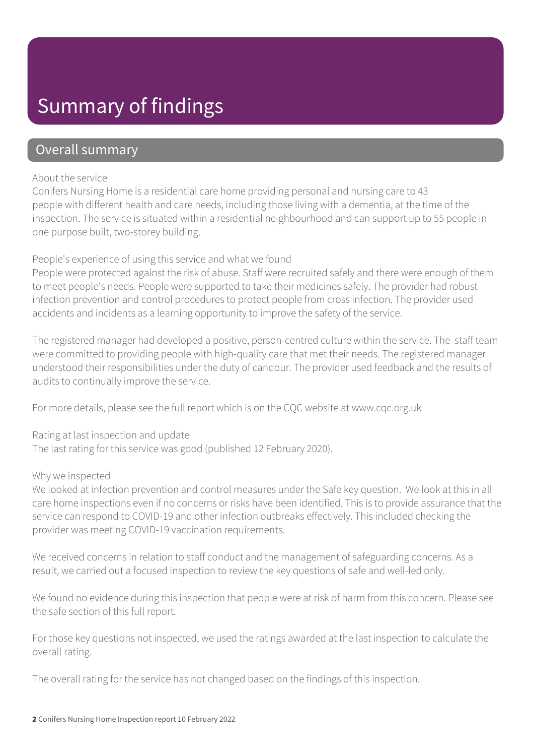# Summary of findings

## Overall summary

About the service

Conifers Nursing Home is a residential care home providing personal and nursing care to 43 people with different health and care needs, including those living with a dementia, at the time of the inspection. The service is situated within a residential neighbourhood and can support up to 55 people in one purpose built, two-storey building.

People's experience of using this service and what we found

People were protected against the risk of abuse. Staff were recruited safely and there were enough of them to meet people's needs. People were supported to take their medicines safely. The provider had robust infection prevention and control procedures to protect people from cross infection. The provider used accidents and incidents as a learning opportunity to improve the safety of the service.

The registered manager had developed a positive, person-centred culture within the service. The staff team were committed to providing people with high-quality care that met their needs. The registered manager understood their responsibilities under the duty of candour. The provider used feedback and the results of audits to continually improve the service.

For more details, please see the full report which is on the CQC website at www.cqc.org.uk

Rating at last inspection and update

The last rating for this service was good (published 12 February 2020).

Why we inspected

We looked at infection prevention and control measures under the Safe key question. We look at this in all care home inspections even if no concerns or risks have been identified. This is to provide assurance that the service can respond to COVID-19 and other infection outbreaks effectively. This included checking the provider was meeting COVID-19 vaccination requirements.

We received concerns in relation to staff conduct and the management of safeguarding concerns. As a result, we carried out a focused inspection to review the key questions of safe and well-led only.

We found no evidence during this inspection that people were at risk of harm from this concern. Please see the safe section of this full report.

For those key questions not inspected, we used the ratings awarded at the last inspection to calculate the overall rating.

The overall rating for the service has not changed based on the findings of this inspection.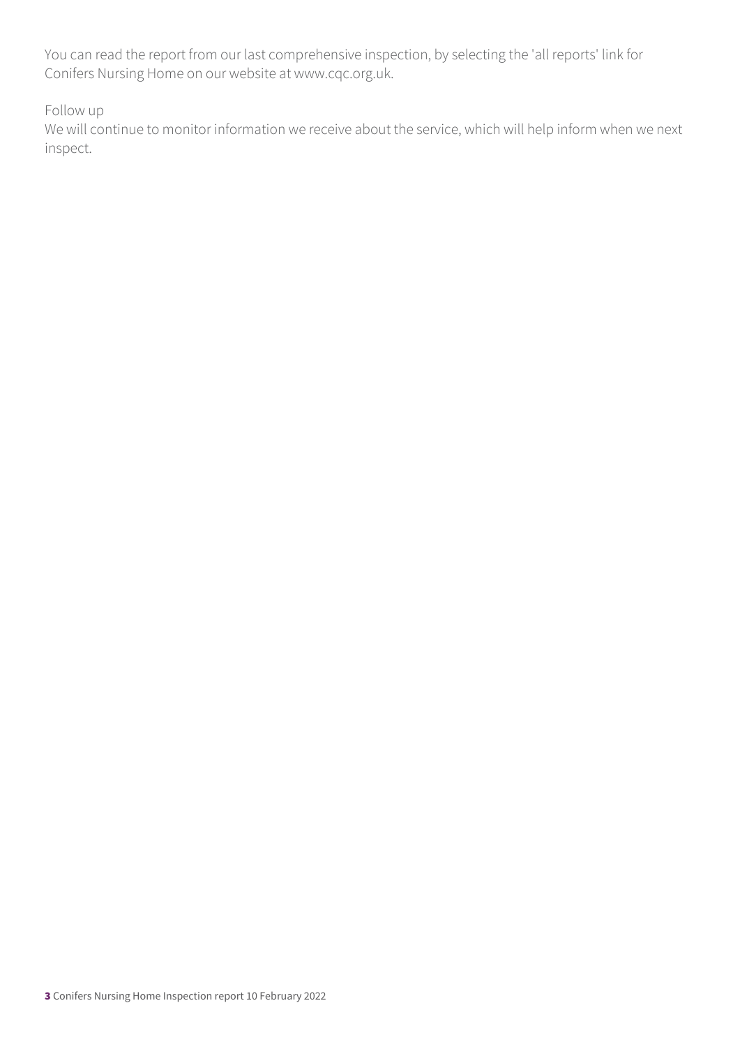You can read the report from our last comprehensive inspection, by selecting the 'all reports' link for Conifers Nursing Home on our website at www.cqc.org.uk.

Follow up

We will continue to monitor information we receive about the service, which will help inform when we next inspect.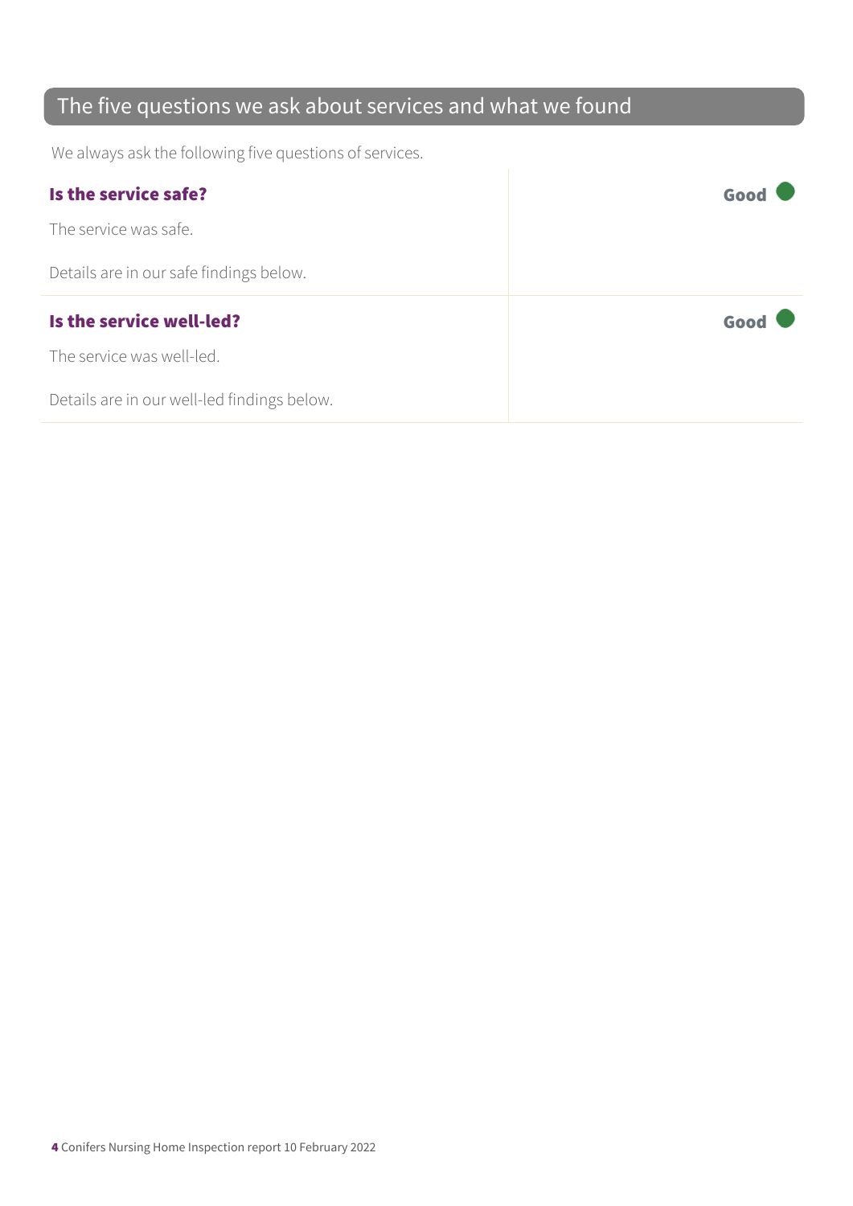## The five questions we ask about services and what we found

We always ask the following five questions of services.

| | |
|---|---|
| **Is the service safe?**<br><br>The service was safe.<br><br>Details are in our safe findings below. | **Good** |
| **Is the service well-led?**<br><br>The service was well-led.<br><br>Details are in our well-led findings below. | **Good** |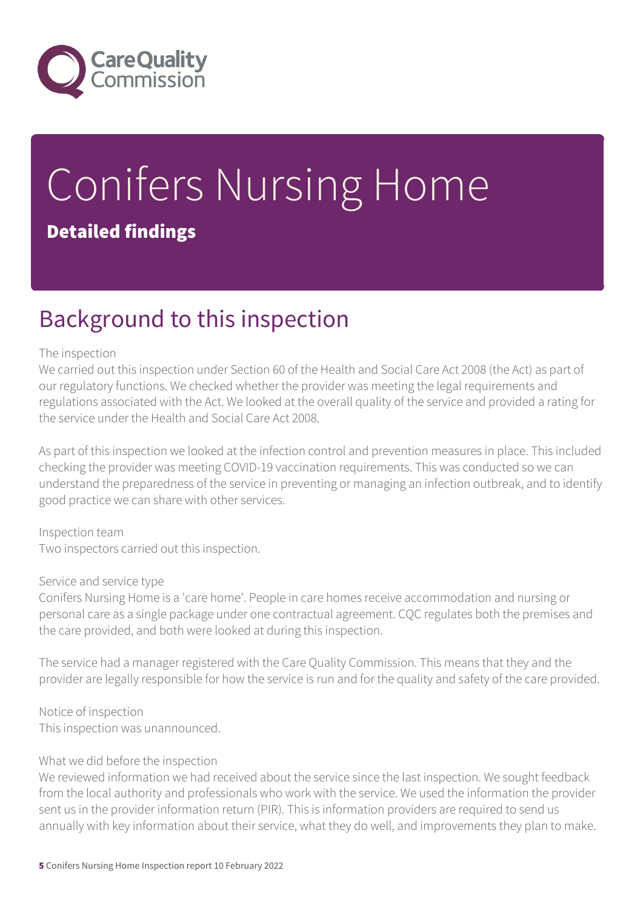# Conifers Nursing Home

## Detailed findings

## Background to this inspection

The inspection
We carried out this inspection under Section 60 of the Health and Social Care Act 2008 (the Act) as part of our regulatory functions. We checked whether the provider was meeting the legal requirements and regulations associated with the Act. We looked at the overall quality of the service and provided a rating for the service under the Health and Social Care Act 2008.

As part of this inspection we looked at the infection control and prevention measures in place. This included checking the provider was meeting COVID-19 vaccination requirements. This was conducted so we can understand the preparedness of the service in preventing or managing an infection outbreak, and to identify good practice we can share with other services.

Inspection team
Two inspectors carried out this inspection.

Service and service type
Conifers Nursing Home is a 'care home'. People in care homes receive accommodation and nursing or personal care as a single package under one contractual agreement. CQC regulates both the premises and the care provided, and both were looked at during this inspection.

The service had a manager registered with the Care Quality Commission. This means that they and the provider are legally responsible for how the service is run and for the quality and safety of the care provided.

Notice of inspection
This inspection was unannounced.

What we did before the inspection
We reviewed information we had received about the service since the last inspection. We sought feedback from the local authority and professionals who work with the service. We used the information the provider sent us in the provider information return (PIR). This is information providers are required to send us annually with key information about their service, what they do well, and improvements they plan to make.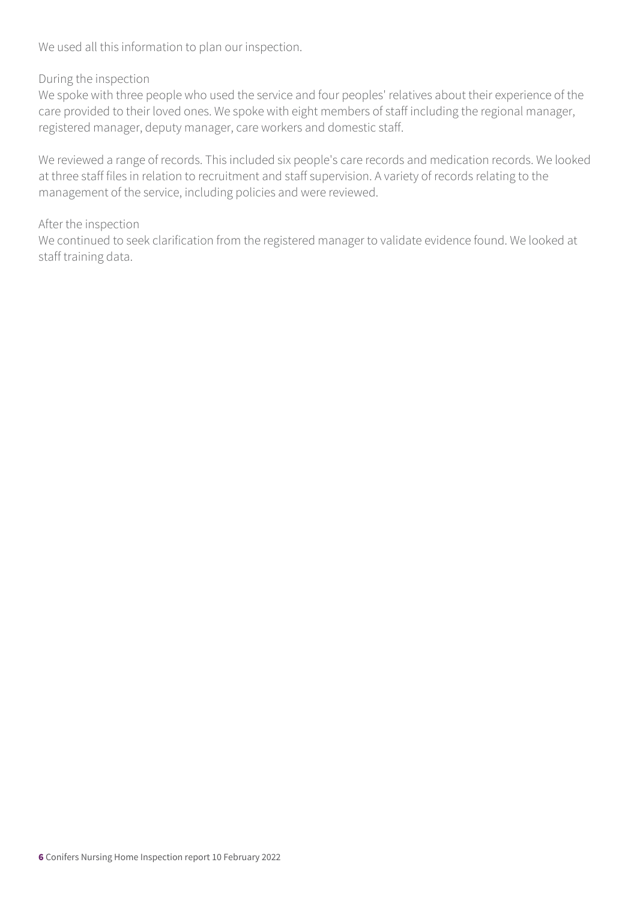We used all this information to plan our inspection.

During the inspection

We spoke with three people who used the service and four peoples' relatives about their experience of the care provided to their loved ones. We spoke with eight members of staff including the regional manager, registered manager, deputy manager, care workers and domestic staff.

We reviewed a range of records. This included six people's care records and medication records. We looked at three staff files in relation to recruitment and staff supervision. A variety of records relating to the management of the service, including policies and were reviewed.

After the inspection

We continued to seek clarification from the registered manager to validate evidence found. We looked at staff training data.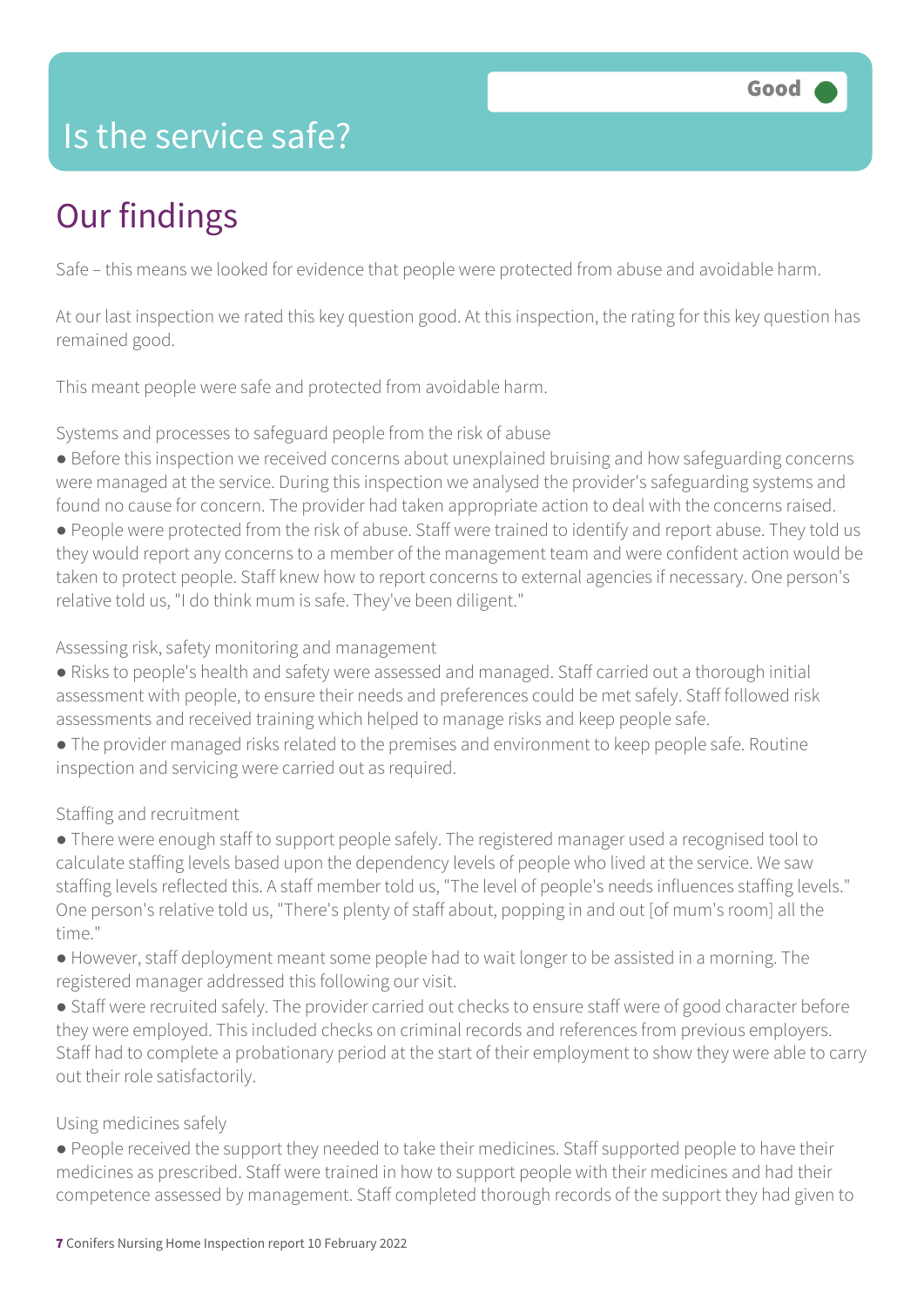# Is the service safe?

Good

## Our findings

Safe – this means we looked for evidence that people were protected from abuse and avoidable harm.

At our last inspection we rated this key question good. At this inspection, the rating for this key question has remained good.

This meant people were safe and protected from avoidable harm.

Systems and processes to safeguard people from the risk of abuse

- Before this inspection we received concerns about unexplained bruising and how safeguarding concerns were managed at the service. During this inspection we analysed the provider's safeguarding systems and found no cause for concern. The provider had taken appropriate action to deal with the concerns raised.
- People were protected from the risk of abuse. Staff were trained to identify and report abuse. They told us they would report any concerns to a member of the management team and were confident action would be taken to protect people. Staff knew how to report concerns to external agencies if necessary. One person's relative told us, "I do think mum is safe. They've been diligent."

Assessing risk, safety monitoring and management

- Risks to people's health and safety were assessed and managed. Staff carried out a thorough initial assessment with people, to ensure their needs and preferences could be met safely. Staff followed risk assessments and received training which helped to manage risks and keep people safe.
- The provider managed risks related to the premises and environment to keep people safe. Routine inspection and servicing were carried out as required.

Staffing and recruitment

- There were enough staff to support people safely. The registered manager used a recognised tool to calculate staffing levels based upon the dependency levels of people who lived at the service. We saw staffing levels reflected this. A staff member told us, "The level of people's needs influences staffing levels." One person's relative told us, "There's plenty of staff about, popping in and out [of mum's room] all the time."
- However, staff deployment meant some people had to wait longer to be assisted in a morning. The registered manager addressed this following our visit.
- Staff were recruited safely. The provider carried out checks to ensure staff were of good character before they were employed. This included checks on criminal records and references from previous employers. Staff had to complete a probationary period at the start of their employment to show they were able to carry out their role satisfactorily.

Using medicines safely

- People received the support they needed to take their medicines. Staff supported people to have their medicines as prescribed. Staff were trained in how to support people with their medicines and had their competence assessed by management. Staff completed thorough records of the support they had given to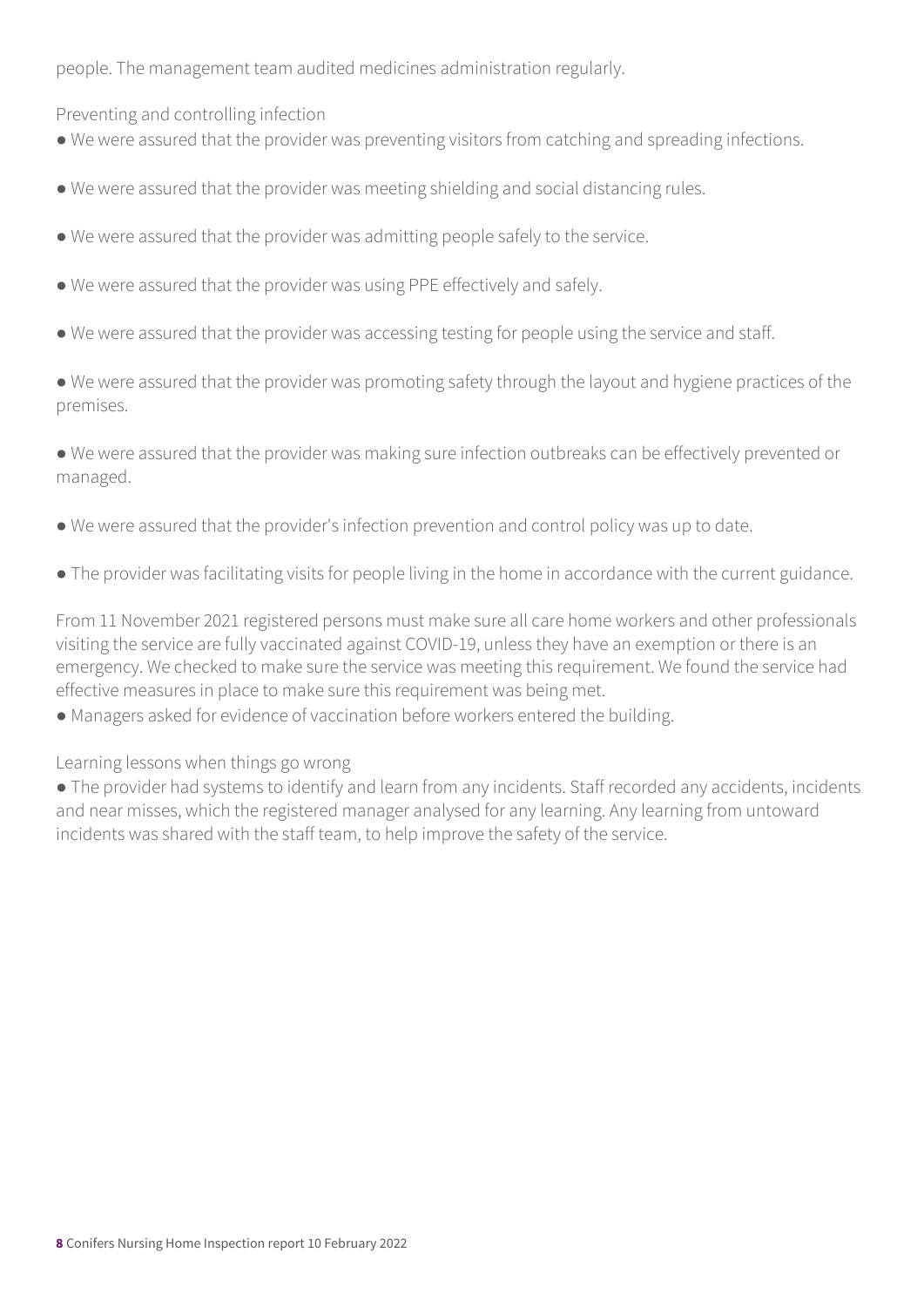people. The management team audited medicines administration regularly.

### Preventing and controlling infection

- We were assured that the provider was preventing visitors from catching and spreading infections.
- We were assured that the provider was meeting shielding and social distancing rules.
- We were assured that the provider was admitting people safely to the service.
- We were assured that the provider was using PPE effectively and safely.
- We were assured that the provider was accessing testing for people using the service and staff.
- We were assured that the provider was promoting safety through the layout and hygiene practices of the premises.
- We were assured that the provider was making sure infection outbreaks can be effectively prevented or managed.
- We were assured that the provider's infection prevention and control policy was up to date.
- The provider was facilitating visits for people living in the home in accordance with the current guidance.

From 11 November 2021 registered persons must make sure all care home workers and other professionals visiting the service are fully vaccinated against COVID-19, unless they have an exemption or there is an emergency. We checked to make sure the service was meeting this requirement. We found the service had effective measures in place to make sure this requirement was being met.

- Managers asked for evidence of vaccination before workers entered the building.

### Learning lessons when things go wrong

- The provider had systems to identify and learn from any incidents. Staff recorded any accidents, incidents and near misses, which the registered manager analysed for any learning. Any learning from untoward incidents was shared with the staff team, to help improve the safety of the service.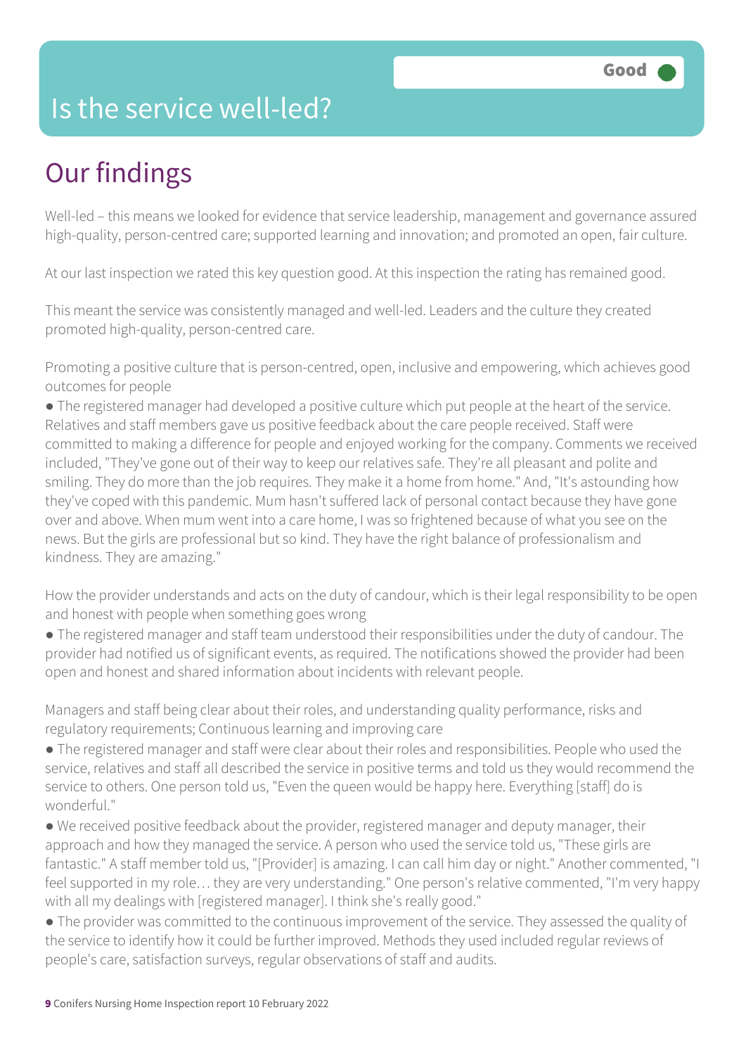Good

# Is the service well-led?

## Our findings

Well-led – this means we looked for evidence that service leadership, management and governance assured high-quality, person-centred care; supported learning and innovation; and promoted an open, fair culture.

At our last inspection we rated this key question good. At this inspection the rating has remained good.

This meant the service was consistently managed and well-led. Leaders and the culture they created promoted high-quality, person-centred care.

Promoting a positive culture that is person-centred, open, inclusive and empowering, which achieves good outcomes for people

- The registered manager had developed a positive culture which put people at the heart of the service. Relatives and staff members gave us positive feedback about the care people received. Staff were committed to making a difference for people and enjoyed working for the company. Comments we received included, "They've gone out of their way to keep our relatives safe. They're all pleasant and polite and smiling. They do more than the job requires. They make it a home from home." And, "It's astounding how they've coped with this pandemic. Mum hasn't suffered lack of personal contact because they have gone over and above. When mum went into a care home, I was so frightened because of what you see on the news. But the girls are professional but so kind. They have the right balance of professionalism and kindness. They are amazing."

How the provider understands and acts on the duty of candour, which is their legal responsibility to be open and honest with people when something goes wrong

- The registered manager and staff team understood their responsibilities under the duty of candour. The provider had notified us of significant events, as required. The notifications showed the provider had been open and honest and shared information about incidents with relevant people.

Managers and staff being clear about their roles, and understanding quality performance, risks and regulatory requirements; Continuous learning and improving care

- The registered manager and staff were clear about their roles and responsibilities. People who used the service, relatives and staff all described the service in positive terms and told us they would recommend the service to others. One person told us, "Even the queen would be happy here. Everything [staff] do is wonderful."
- We received positive feedback about the provider, registered manager and deputy manager, their approach and how they managed the service. A person who used the service told us, "These girls are fantastic." A staff member told us, "[Provider] is amazing. I can call him day or night." Another commented, "I feel supported in my role… they are very understanding." One person's relative commented, "I'm very happy with all my dealings with [registered manager]. I think she's really good."
- The provider was committed to the continuous improvement of the service. They assessed the quality of the service to identify how it could be further improved. Methods they used included regular reviews of people's care, satisfaction surveys, regular observations of staff and audits.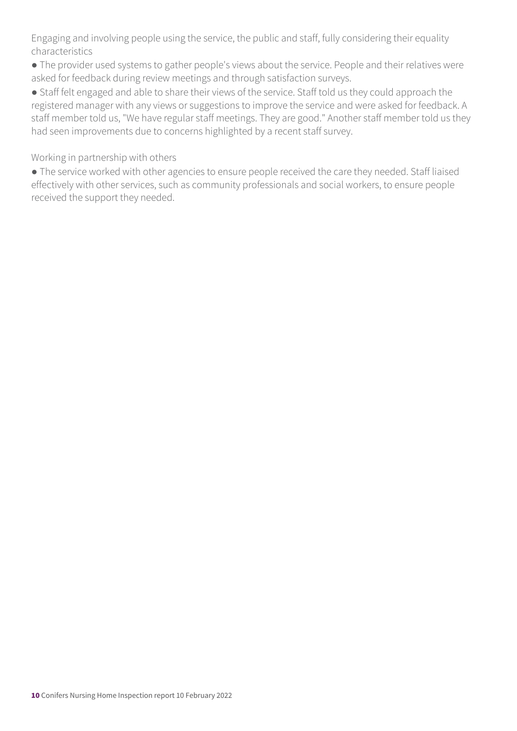### Engaging and involving people using the service, the public and staff, fully considering their equality characteristics

- The provider used systems to gather people's views about the service. People and their relatives were asked for feedback during review meetings and through satisfaction surveys.
- Staff felt engaged and able to share their views of the service. Staff told us they could approach the registered manager with any views or suggestions to improve the service and were asked for feedback. A staff member told us, "We have regular staff meetings. They are good." Another staff member told us they had seen improvements due to concerns highlighted by a recent staff survey.

### Working in partnership with others

- The service worked with other agencies to ensure people received the care they needed. Staff liaised effectively with other services, such as community professionals and social workers, to ensure people received the support they needed.